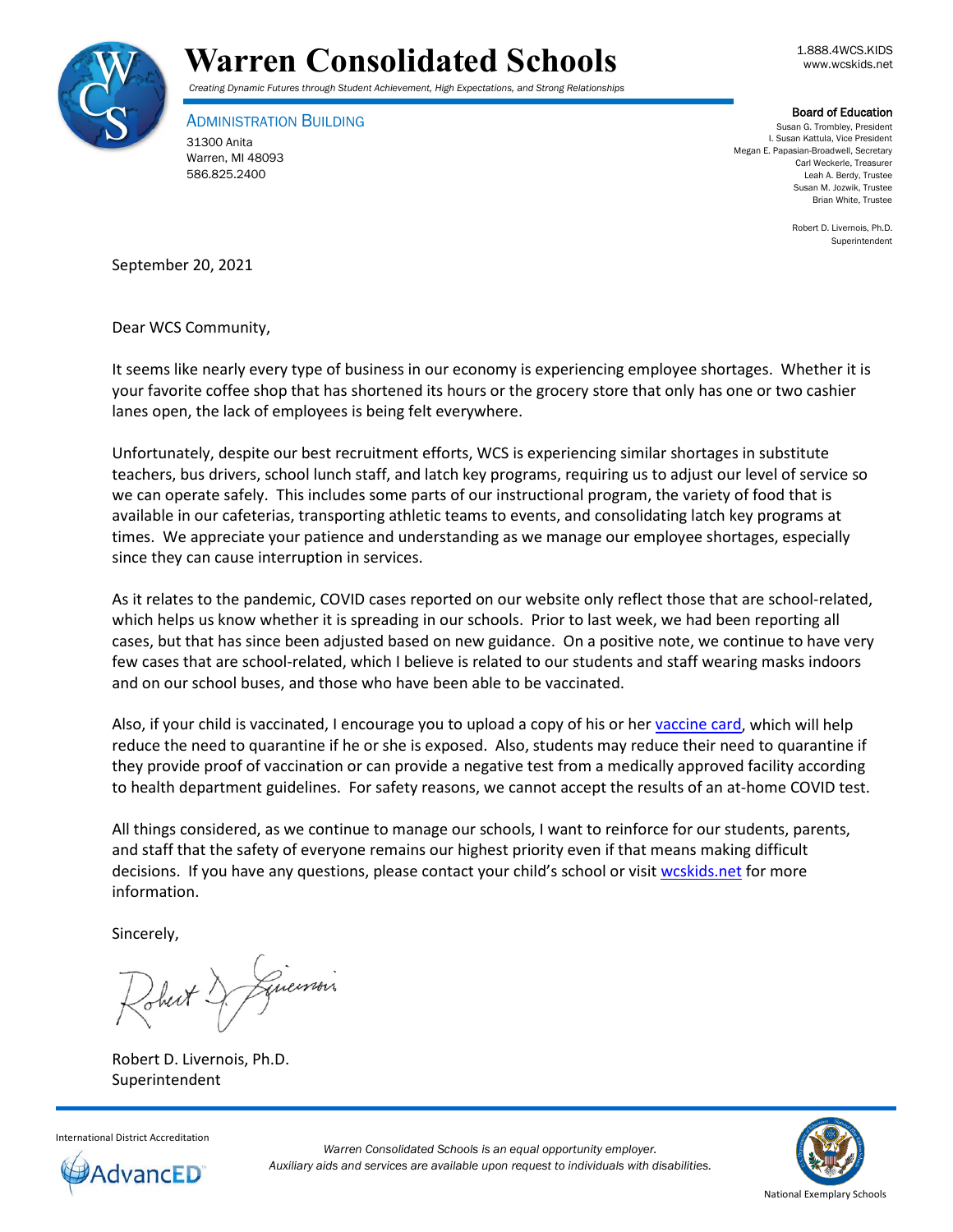# Warren Consolidated Schools

*Creating Dynamic Futures through Student Achievement, High Expectations, and Strong Relationships*

1.888.4WCS.KIDS
www.wcskids.net

ADMINISTRATION BUILDING
31300 Anita
Warren, MI 48093
586.825.2400

**Board of Education**
Susan G. Trombley, President
I. Susan Kattula, Vice President
Megan E. Papasian-Broadwell, Secretary
Carl Weckerle, Treasurer
Leah A. Berdy, Trustee
Susan M. Jozwik, Trustee
Brian White, Trustee

Robert D. Livernois, Ph.D.
Superintendent

September 20, 2021

Dear WCS Community,

It seems like nearly every type of business in our economy is experiencing employee shortages. Whether it is your favorite coffee shop that has shortened its hours or the grocery store that only has one or two cashier lanes open, the lack of employees is being felt everywhere.

Unfortunately, despite our best recruitment efforts, WCS is experiencing similar shortages in substitute teachers, bus drivers, school lunch staff, and latch key programs, requiring us to adjust our level of service so we can operate safely. This includes some parts of our instructional program, the variety of food that is available in our cafeterias, transporting athletic teams to events, and consolidating latch key programs at times. We appreciate your patience and understanding as we manage our employee shortages, especially since they can cause interruption in services.

As it relates to the pandemic, COVID cases reported on our website only reflect those that are school-related, which helps us know whether it is spreading in our schools. Prior to last week, we had been reporting all cases, but that has since been adjusted based on new guidance. On a positive note, we continue to have very few cases that are school-related, which I believe is related to our students and staff wearing masks indoors and on our school buses, and those who have been able to be vaccinated.

Also, if your child is vaccinated, I encourage you to upload a copy of his or her vaccine card, which will help reduce the need to quarantine if he or she is exposed. Also, students may reduce their need to quarantine if they provide proof of vaccination or can provide a negative test from a medically approved facility according to health department guidelines. For safety reasons, we cannot accept the results of an at-home COVID test.

All things considered, as we continue to manage our schools, I want to reinforce for our students, parents, and staff that the safety of everyone remains our highest priority even if that means making difficult decisions. If you have any questions, please contact your child's school or visit wcskids.net for more information.

Sincerely,

Robert D. Livernois, Ph.D.
Superintendent

International District Accreditation
AdvancED

*Warren Consolidated Schools is an equal opportunity employer.*
*Auxiliary aids and services are available upon request to individuals with disabilities.*

National Exemplary Schools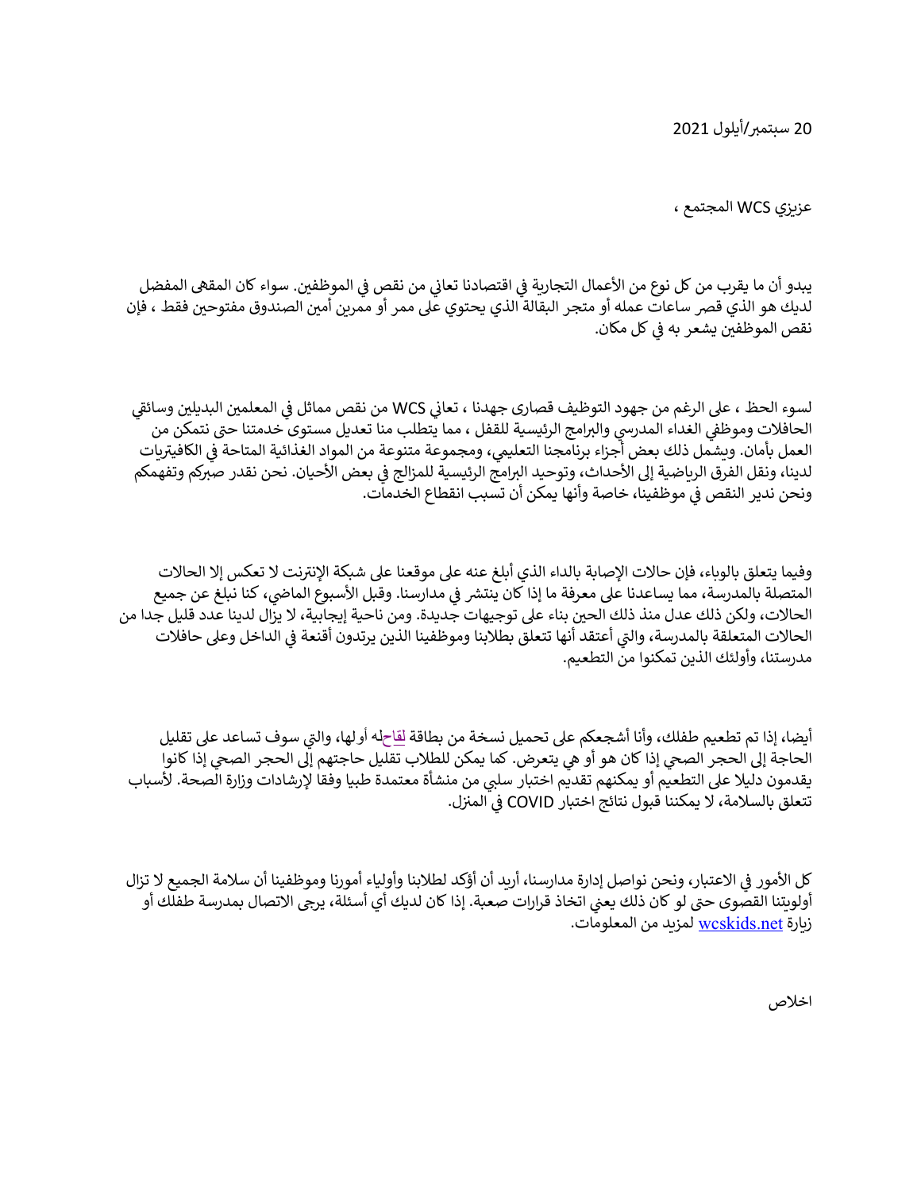20 سبتمبر/أيلول 2021

عزيزي WCS المجتمع ،

يبدو أن ما يقرب من كل نوع من الأعمال التجارية في اقتصادنا تعاني من نقص في الموظفين. سواء كان المقهى المفضل لديك هو الذي قصر ساعات عمله أو متجر البقالة الذي يحتوي على ممر أو ممرين أمين الصندوق مفتوحين فقط ، فإن نقص الموظفين يشعر به في كل مكان.

لسوء الحظ ، على الرغم من جهود التوظيف قصارى جهدنا ، تعاني WCS من نقص مماثل في المعلمين البديلين وسائقي الحافلات وموظفي الغداء المدرسي والبرامج الرئيسية للقفل ، مما يتطلب منا تعديل مستوى خدمتنا حتى نتمكن من العمل بأمان. ويشمل ذلك بعض أجزاء برنامجنا التعليمي، ومجموعة متنوعة من المواد الغذائية المتاحة في الكافيتريات لدينا، ونقل الفرق الرياضية إلى الأحداث، وتوحيد البرامج الرئيسية للمزالج في بعض الأحيان. نحن نقدر صبركم وتفهمكم ونحن ندير النقص في موظفينا، خاصة وأنها يمكن أن تسبب انقطاع الخدمات.

وفيما يتعلق بالوباء، فإن حالات الإصابة بالداء الذي أبلغ عنه على موقعنا على شبكة الإنترنت لا تعكس إلا الحالات المتصلة بالمدرسة، مما يساعدنا على معرفة ما إذا كان ينتشر في مدارسنا. وقبل الأسبوع الماضي، كنا نبلغ عن جميع الحالات، ولكن ذلك عدل منذ ذلك الحين بناء على توجيهات جديدة. ومن ناحية إيجابية، لا يزال لدينا عدد قليل جدا من الحالات المتعلقة بالمدرسة، والتي أعتقد أنها تتعلق بطلابنا وموظفينا الذين يرتدون أقنعة في الداخل وعلى حافلات مدرستنا، وأولئك الذين تمكنوا من التطعيم.

أيضا، إذا تم تطعيم طفلك، وأنا أشجعكم على تحميل نسخة من بطاقة لقاحله أو لها، والتي سوف تساعد على تقليل الحاجة إلى الحجر الصحي إذا كان هو أو هي يتعرض. كما يمكن للطلاب تقليل حاجتهم إلى الحجر الصحي إذا كانوا يقدمون دليلا على التطعيم أو يمكنهم تقديم اختبار سلبي من منشأة معتمدة طبيا وفقا لإرشادات وزارة الصحة. لأسباب تتعلق بالسلامة، لا يمكننا قبول نتائج اختبار COVID في المنزل.

كل الأمور في الاعتبار، ونحن نواصل إدارة مدارسنا، أريد أن أؤكد لطلابنا وأولياء أمورنا وموظفينا أن سلامة الجميع لا تزال أولويتنا القصوى حتى لو كان ذلك يعني اتخاذ قرارات صعبة. إذا كان لديك أي أسئلة، يرجى الاتصال بمدرسة طفلك أو زيارة wcskids.net لمزيد من المعلومات.

اخلاص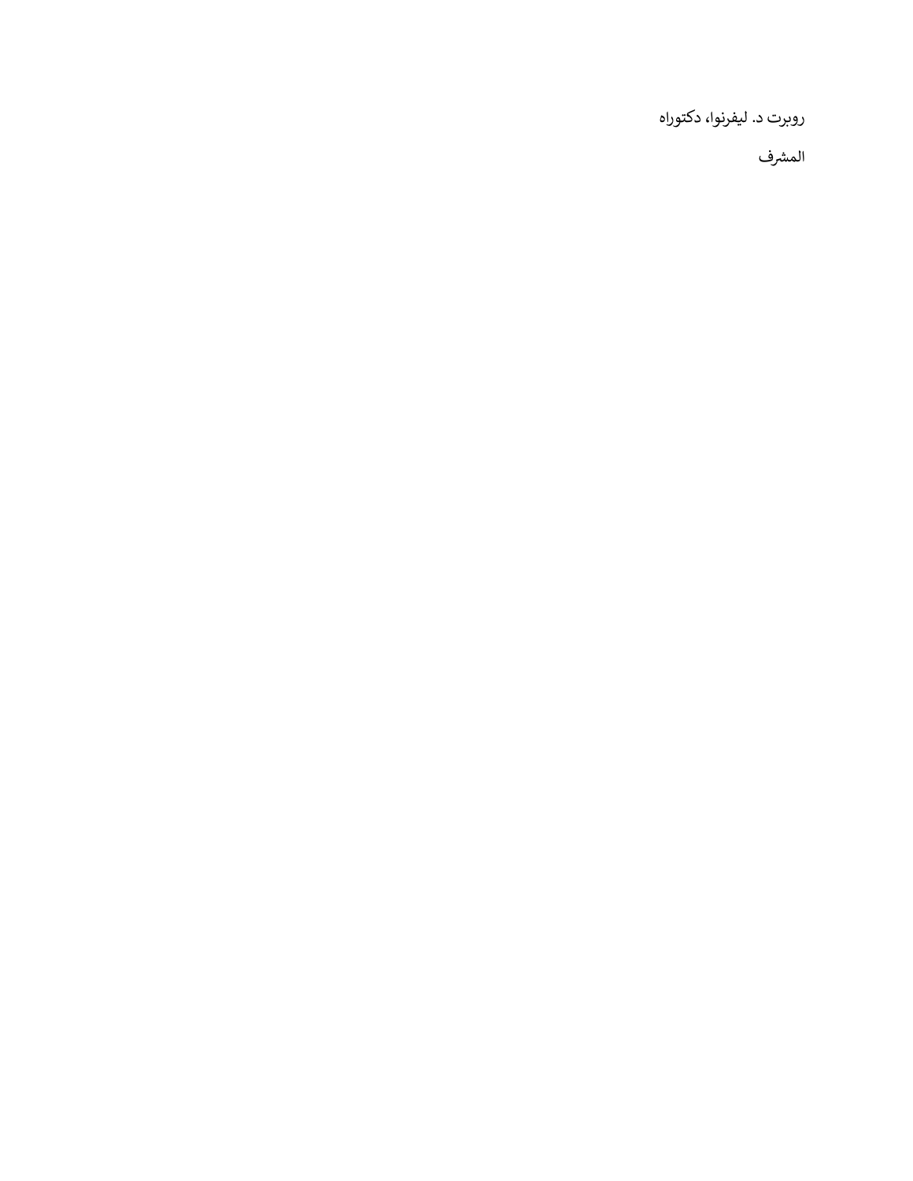روبرت د. ليفرنوا، دكتوراه

المشرف